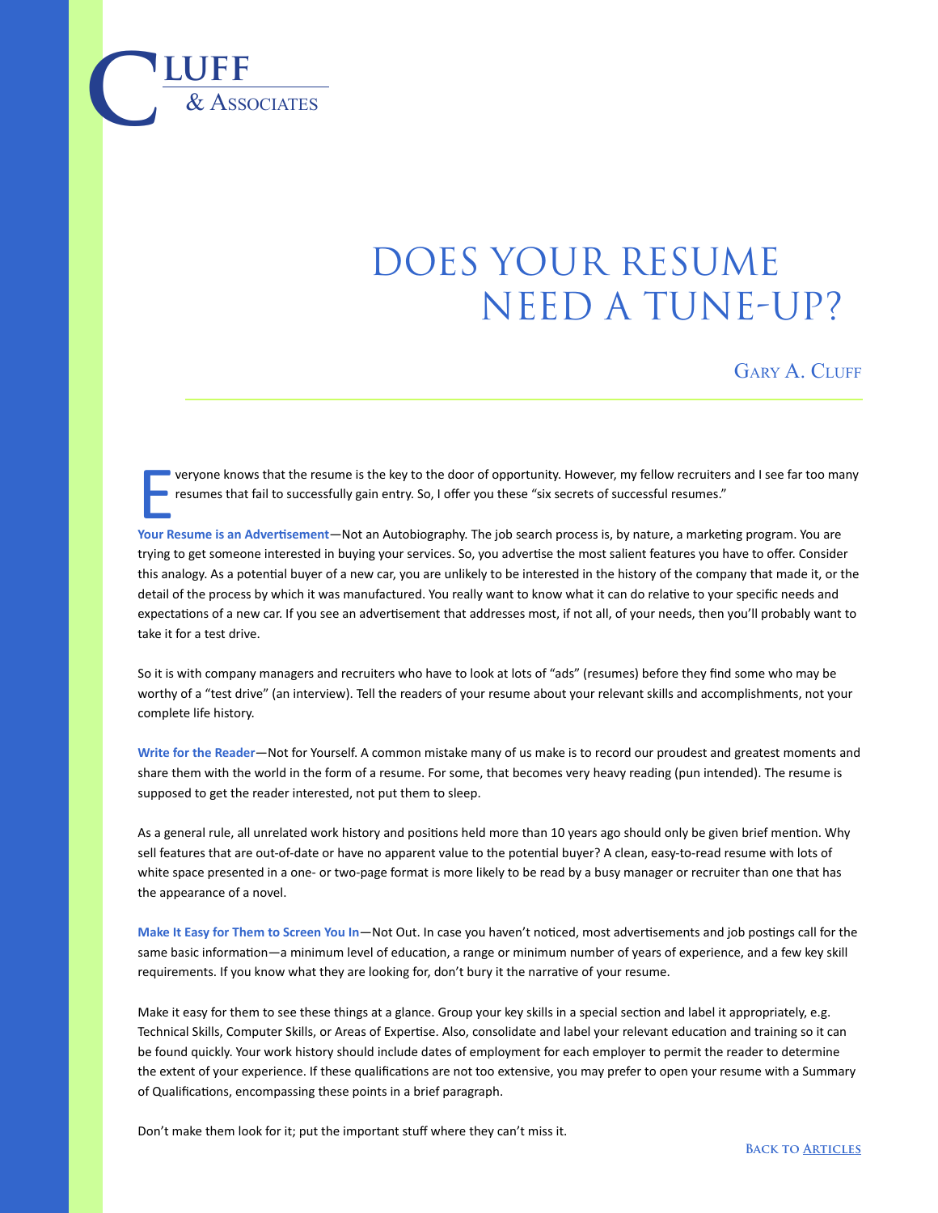CLUFF & ASSOCIATES

# DOES YOUR RESUME NEED A TUNE-UP?

GARY A. CLUFF

Everyone knows that the resume is the key to the door of opportunity. However, my fellow recruiters and I see far too many resumes that fail to successfully gain entry. So, I offer you these "six secrets of successful resumes."

**Your Resume is an Advertisement**—Not an Autobiography. The job search process is, by nature, a marketing program. You are trying to get someone interested in buying your services. So, you advertise the most salient features you have to offer. Consider this analogy. As a potential buyer of a new car, you are unlikely to be interested in the history of the company that made it, or the detail of the process by which it was manufactured. You really want to know what it can do relative to your specific needs and expectations of a new car. If you see an advertisement that addresses most, if not all, of your needs, then you'll probably want to take it for a test drive.

So it is with company managers and recruiters who have to look at lots of "ads" (resumes) before they find some who may be worthy of a "test drive" (an interview). Tell the readers of your resume about your relevant skills and accomplishments, not your complete life history.

**Write for the Reader**—Not for Yourself. A common mistake many of us make is to record our proudest and greatest moments and share them with the world in the form of a resume. For some, that becomes very heavy reading (pun intended). The resume is supposed to get the reader interested, not put them to sleep.

As a general rule, all unrelated work history and positions held more than 10 years ago should only be given brief mention. Why sell features that are out-of-date or have no apparent value to the potential buyer? A clean, easy-to-read resume with lots of white space presented in a one- or two-page format is more likely to be read by a busy manager or recruiter than one that has the appearance of a novel.

**Make It Easy for Them to Screen You In**—Not Out. In case you haven't noticed, most advertisements and job postings call for the same basic information—a minimum level of education, a range or minimum number of years of experience, and a few key skill requirements. If you know what they are looking for, don't bury it the narrative of your resume.

Make it easy for them to see these things at a glance. Group your key skills in a special section and label it appropriately, e.g. Technical Skills, Computer Skills, or Areas of Expertise. Also, consolidate and label your relevant education and training so it can be found quickly. Your work history should include dates of employment for each employer to permit the reader to determine the extent of your experience. If these qualifications are not too extensive, you may prefer to open your resume with a Summary of Qualifications, encompassing these points in a brief paragraph.

Don't make them look for it; put the important stuff where they can't miss it.

BACK TO ARTICLES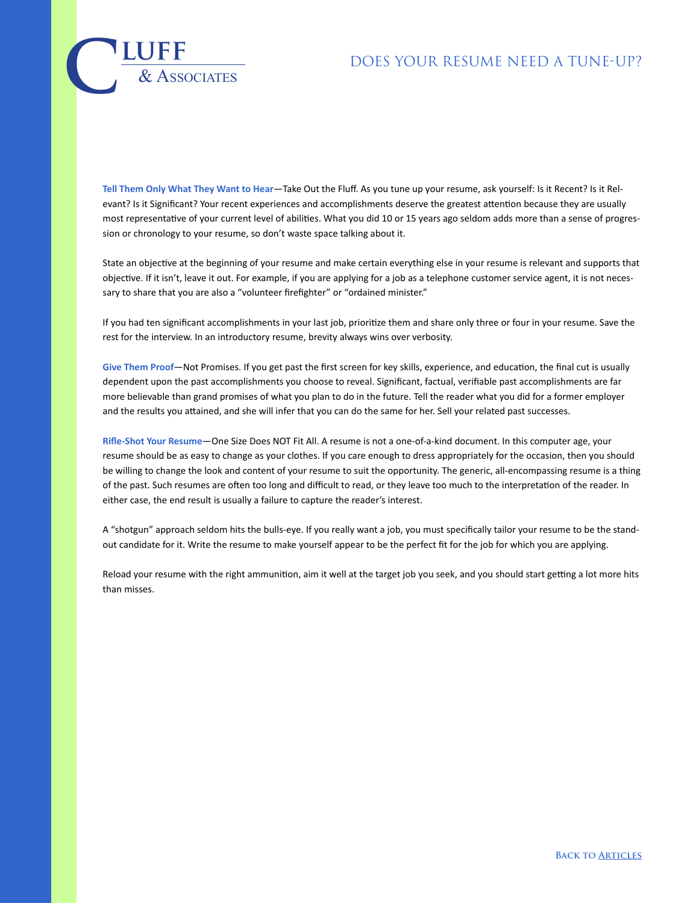**Tell Them Only What They Want to Hear**—Take Out the Fluff. As you tune up your resume, ask yourself: Is it Recent? Is it Relevant? Is it Significant? Your recent experiences and accomplishments deserve the greatest attention because they are usually most representative of your current level of abilities. What you did 10 or 15 years ago seldom adds more than a sense of progression or chronology to your resume, so don't waste space talking about it.

State an objective at the beginning of your resume and make certain everything else in your resume is relevant and supports that objective. If it isn't, leave it out. For example, if you are applying for a job as a telephone customer service agent, it is not necessary to share that you are also a "volunteer firefighter" or "ordained minister."

If you had ten significant accomplishments in your last job, prioritize them and share only three or four in your resume. Save the rest for the interview. In an introductory resume, brevity always wins over verbosity.

**Give Them Proof**—Not Promises. If you get past the first screen for key skills, experience, and education, the final cut is usually dependent upon the past accomplishments you choose to reveal. Significant, factual, verifiable past accomplishments are far more believable than grand promises of what you plan to do in the future. Tell the reader what you did for a former employer and the results you attained, and she will infer that you can do the same for her. Sell your related past successes.

**Rifle-Shot Your Resume**—One Size Does NOT Fit All. A resume is not a one-of-a-kind document. In this computer age, your resume should be as easy to change as your clothes. If you care enough to dress appropriately for the occasion, then you should be willing to change the look and content of your resume to suit the opportunity. The generic, all-encompassing resume is a thing of the past. Such resumes are often too long and difficult to read, or they leave too much to the interpretation of the reader. In either case, the end result is usually a failure to capture the reader's interest.

A "shotgun" approach seldom hits the bulls-eye. If you really want a job, you must specifically tailor your resume to be the standout candidate for it. Write the resume to make yourself appear to be the perfect fit for the job for which you are applying.

Reload your resume with the right ammunition, aim it well at the target job you seek, and you should start getting a lot more hits than misses.

Back to Articles